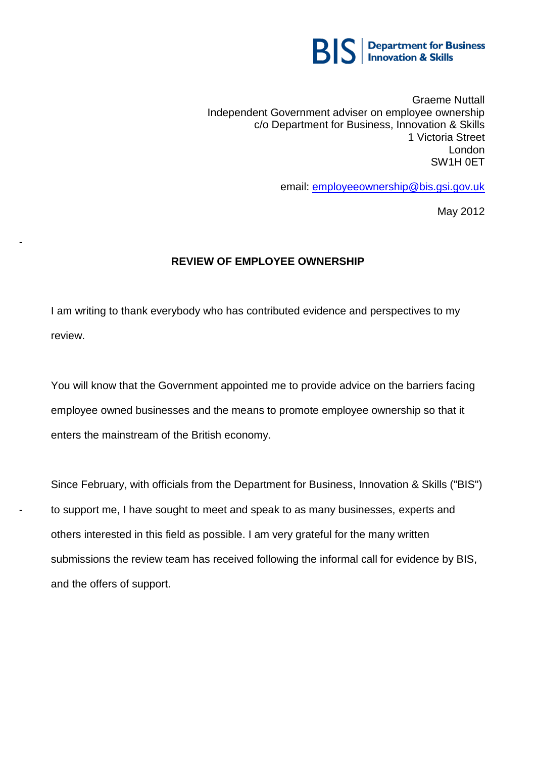**BIS | Department for Business Innovation & Skills**

Graeme Nuttall
Independent Government adviser on employee ownership
c/o Department for Business, Innovation & Skills
1 Victoria Street
London
SW1H 0ET

email: employeeownership@bis.gsi.gov.uk

May 2012

**REVIEW OF EMPLOYEE OWNERSHIP**

I am writing to thank everybody who has contributed evidence and perspectives to my review.

You will know that the Government appointed me to provide advice on the barriers facing employee owned businesses and the means to promote employee ownership so that it enters the mainstream of the British economy.

Since February, with officials from the Department for Business, Innovation & Skills ("BIS") to support me, I have sought to meet and speak to as many businesses, experts and others interested in this field as possible. I am very grateful for the many written submissions the review team has received following the informal call for evidence by BIS, and the offers of support.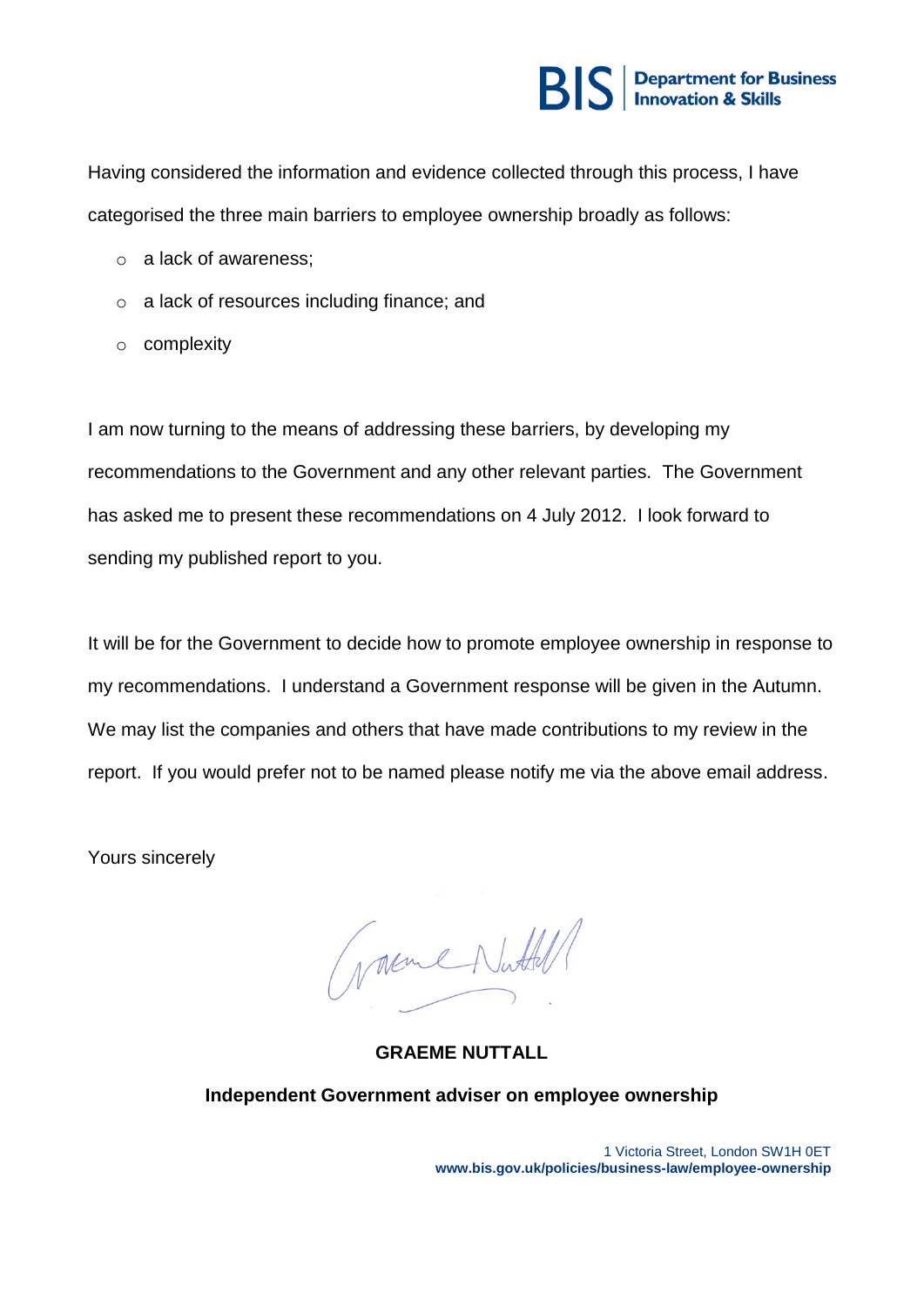Having considered the information and evidence collected through this process, I have categorised the three main barriers to employee ownership broadly as follows:

- a lack of awareness;
- a lack of resources including finance; and
- complexity

I am now turning to the means of addressing these barriers, by developing my recommendations to the Government and any other relevant parties. The Government has asked me to present these recommendations on 4 July 2012. I look forward to sending my published report to you.

It will be for the Government to decide how to promote employee ownership in response to my recommendations. I understand a Government response will be given in the Autumn. We may list the companies and others that have made contributions to my review in the report. If you would prefer not to be named please notify me via the above email address.

Yours sincerely

**GRAEME NUTTALL**

**Independent Government adviser on employee ownership**

1 Victoria Street, London SW1H 0ET
**www.bis.gov.uk/policies/business-law/employee-ownership**